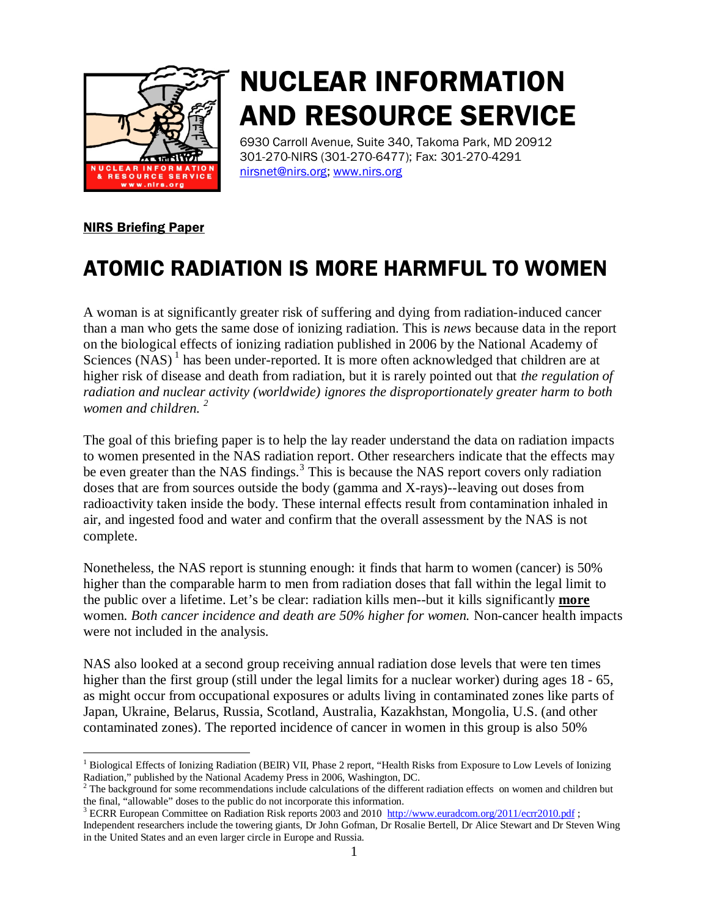# NUCLEAR INFORMATION AND RESOURCE SERVICE

6930 Carroll Avenue, Suite 340, Takoma Park, MD 20912
301-270-NIRS (301-270-6477); Fax: 301-270-4291
nirsnet@nirs.org; www.nirs.org

**NIRS Briefing Paper**

## ATOMIC RADIATION IS MORE HARMFUL TO WOMEN

A woman is at significantly greater risk of suffering and dying from radiation-induced cancer than a man who gets the same dose of ionizing radiation. This is *news* because data in the report on the biological effects of ionizing radiation published in 2006 by the National Academy of Sciences (NAS) [1] has been under-reported. It is more often acknowledged that children are at higher risk of disease and death from radiation, but it is rarely pointed out that *the regulation of radiation and nuclear activity (worldwide) ignores the disproportionately greater harm to both women and children.* [2]

The goal of this briefing paper is to help the lay reader understand the data on radiation impacts to women presented in the NAS radiation report. Other researchers indicate that the effects may be even greater than the NAS findings.[3] This is because the NAS report covers only radiation doses that are from sources outside the body (gamma and X-rays)--leaving out doses from radioactivity taken inside the body. These internal effects result from contamination inhaled in air, and ingested food and water and confirm that the overall assessment by the NAS is not complete.

Nonetheless, the NAS report is stunning enough: it finds that harm to women (cancer) is 50% higher than the comparable harm to men from radiation doses that fall within the legal limit to the public over a lifetime. Let's be clear: radiation kills men--but it kills significantly **more** women. *Both cancer incidence and death are 50% higher for women.* Non-cancer health impacts were not included in the analysis.

NAS also looked at a second group receiving annual radiation dose levels that were ten times higher than the first group (still under the legal limits for a nuclear worker) during ages 18 - 65, as might occur from occupational exposures or adults living in contaminated zones like parts of Japan, Ukraine, Belarus, Russia, Scotland, Australia, Kazakhstan, Mongolia, U.S. (and other contaminated zones). The reported incidence of cancer in women in this group is also 50%

---

[1] Biological Effects of Ionizing Radiation (BEIR) VII, Phase 2 report, "Health Risks from Exposure to Low Levels of Ionizing Radiation," published by the National Academy Press in 2006, Washington, DC.

[2] The background for some recommendations include calculations of the different radiation effects on women and children but the final, "allowable" doses to the public do not incorporate this information.

[3] ECRR European Committee on Radiation Risk reports 2003 and 2010 http://www.euradcom.org/2011/ecrr2010.pdf ; Independent researchers include the towering giants, Dr John Gofman, Dr Rosalie Bertell, Dr Alice Stewart and Dr Steven Wing in the United States and an even larger circle in Europe and Russia.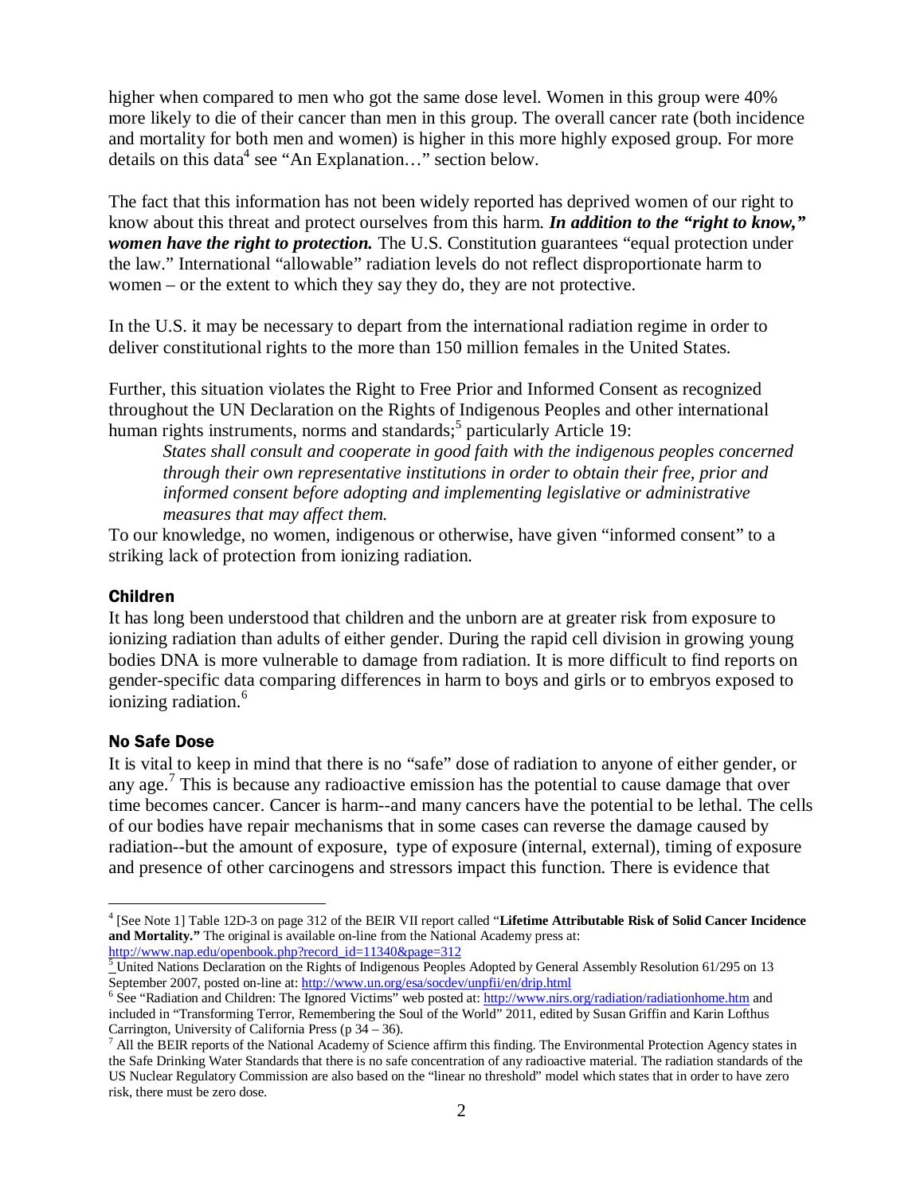higher when compared to men who got the same dose level. Women in this group were 40% more likely to die of their cancer than men in this group. The overall cancer rate (both incidence and mortality for both men and women) is higher in this more highly exposed group. For more details on this data[4] see "An Explanation…" section below.

The fact that this information has not been widely reported has deprived women of our right to know about this threat and protect ourselves from this harm. ***In addition to the "right to know," women have the right to protection.*** The U.S. Constitution guarantees "equal protection under the law." International "allowable" radiation levels do not reflect disproportionate harm to women – or the extent to which they say they do, they are not protective.

In the U.S. it may be necessary to depart from the international radiation regime in order to deliver constitutional rights to the more than 150 million females in the United States.

Further, this situation violates the Right to Free Prior and Informed Consent as recognized throughout the UN Declaration on the Rights of Indigenous Peoples and other international human rights instruments, norms and standards;[5] particularly Article 19:

> *States shall consult and cooperate in good faith with the indigenous peoples concerned through their own representative institutions in order to obtain their free, prior and informed consent before adopting and implementing legislative or administrative measures that may affect them.*

To our knowledge, no women, indigenous or otherwise, have given "informed consent" to a striking lack of protection from ionizing radiation.

### Children

It has long been understood that children and the unborn are at greater risk from exposure to ionizing radiation than adults of either gender. During the rapid cell division in growing young bodies DNA is more vulnerable to damage from radiation. It is more difficult to find reports on gender-specific data comparing differences in harm to boys and girls or to embryos exposed to ionizing radiation.[6]

### No Safe Dose

It is vital to keep in mind that there is no "safe" dose of radiation to anyone of either gender, or any age.[7] This is because any radioactive emission has the potential to cause damage that over time becomes cancer. Cancer is harm--and many cancers have the potential to be lethal. The cells of our bodies have repair mechanisms that in some cases can reverse the damage caused by radiation--but the amount of exposure, type of exposure (internal, external), timing of exposure and presence of other carcinogens and stressors impact this function. There is evidence that

---

[4] [See Note 1] Table 12D-3 on page 312 of the BEIR VII report called "**Lifetime Attributable Risk of Solid Cancer Incidence and Mortality.**" The original is available on-line from the National Academy press at: http://www.nap.edu/openbook.php?record_id=11340&page=312

[5] United Nations Declaration on the Rights of Indigenous Peoples Adopted by General Assembly Resolution 61/295 on 13 September 2007, posted on-line at: http://www.un.org/esa/socdev/unpfii/en/drip.html

[6] See "Radiation and Children: The Ignored Victims" web posted at: http://www.nirs.org/radiation/radiationhome.htm and included in "Transforming Terror, Remembering the Soul of the World" 2011, edited by Susan Griffin and Karin Lofthus Carrington, University of California Press (p 34 – 36).

[7] All the BEIR reports of the National Academy of Science affirm this finding. The Environmental Protection Agency states in the Safe Drinking Water Standards that there is no safe concentration of any radioactive material. The radiation standards of the US Nuclear Regulatory Commission are also based on the "linear no threshold" model which states that in order to have zero risk, there must be zero dose.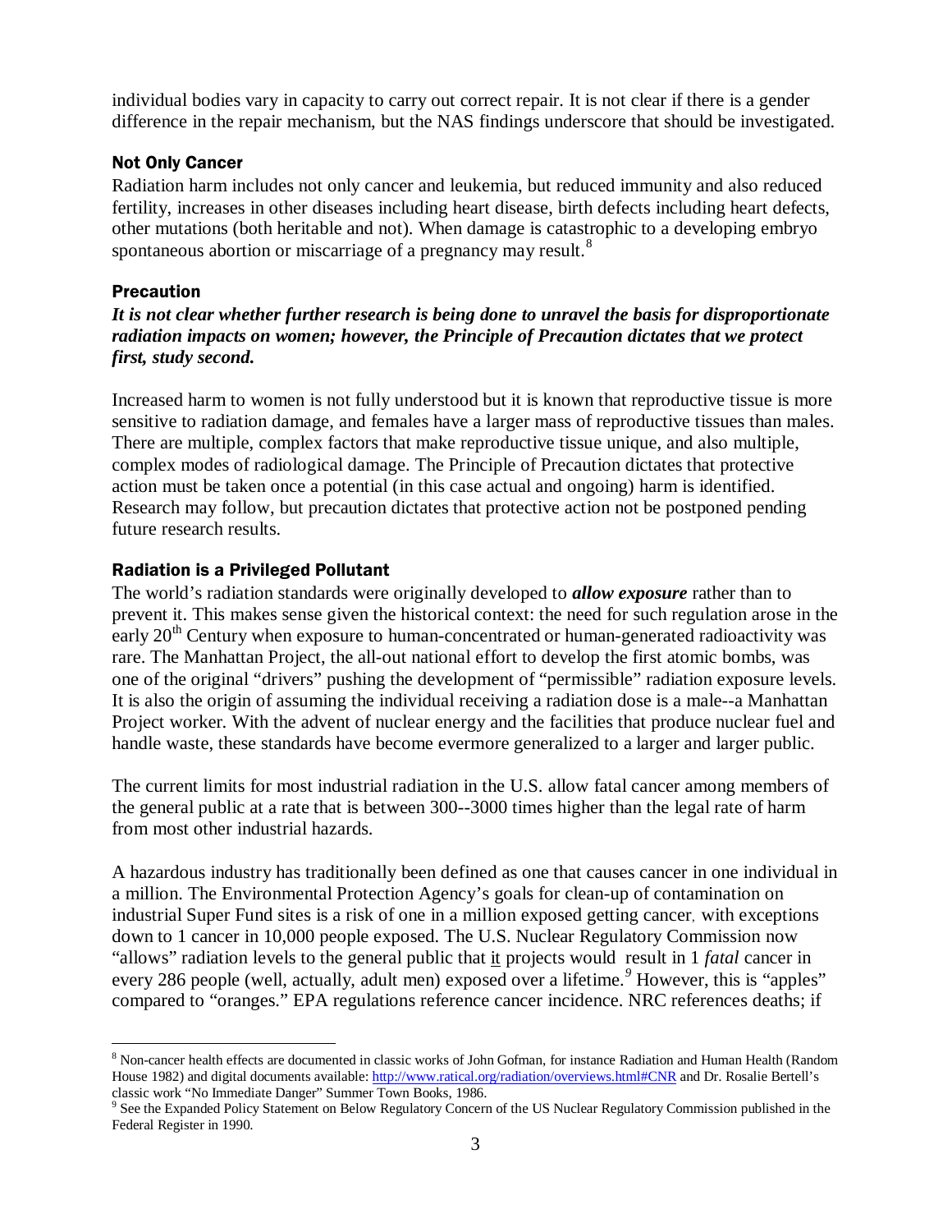individual bodies vary in capacity to carry out correct repair. It is not clear if there is a gender difference in the repair mechanism, but the NAS findings underscore that should be investigated.

### Not Only Cancer

Radiation harm includes not only cancer and leukemia, but reduced immunity and also reduced fertility, increases in other diseases including heart disease, birth defects including heart defects, other mutations (both heritable and not). When damage is catastrophic to a developing embryo spontaneous abortion or miscarriage of a pregnancy may result.[8]

### Precaution

***It is not clear whether further research is being done to unravel the basis for disproportionate radiation impacts on women; however, the Principle of Precaution dictates that we protect first, study second.***

Increased harm to women is not fully understood but it is known that reproductive tissue is more sensitive to radiation damage, and females have a larger mass of reproductive tissues than males. There are multiple, complex factors that make reproductive tissue unique, and also multiple, complex modes of radiological damage. The Principle of Precaution dictates that protective action must be taken once a potential (in this case actual and ongoing) harm is identified. Research may follow, but precaution dictates that protective action not be postponed pending future research results.

### Radiation is a Privileged Pollutant

The world's radiation standards were originally developed to ***allow exposure*** rather than to prevent it. This makes sense given the historical context: the need for such regulation arose in the early 20th Century when exposure to human-concentrated or human-generated radioactivity was rare. The Manhattan Project, the all-out national effort to develop the first atomic bombs, was one of the original "drivers" pushing the development of "permissible" radiation exposure levels. It is also the origin of assuming the individual receiving a radiation dose is a male--a Manhattan Project worker. With the advent of nuclear energy and the facilities that produce nuclear fuel and handle waste, these standards have become evermore generalized to a larger and larger public.

The current limits for most industrial radiation in the U.S. allow fatal cancer among members of the general public at a rate that is between 300--3000 times higher than the legal rate of harm from most other industrial hazards.

A hazardous industry has traditionally been defined as one that causes cancer in one individual in a million. The Environmental Protection Agency's goals for clean-up of contamination on industrial Super Fund sites is a risk of one in a million exposed getting cancer, with exceptions down to 1 cancer in 10,000 people exposed. The U.S. Nuclear Regulatory Commission now "allows" radiation levels to the general public that it projects would result in 1 *fatal* cancer in every 286 people (well, actually, adult men) exposed over a lifetime.[9] However, this is "apples" compared to "oranges." EPA regulations reference cancer incidence. NRC references deaths; if

---

[8] Non-cancer health effects are documented in classic works of John Gofman, for instance Radiation and Human Health (Random House 1982) and digital documents available: http://www.ratical.org/radiation/overviews.html#CNR and Dr. Rosalie Bertell's classic work "No Immediate Danger" Summer Town Books, 1986.

[9] See the Expanded Policy Statement on Below Regulatory Concern of the US Nuclear Regulatory Commission published in the Federal Register in 1990.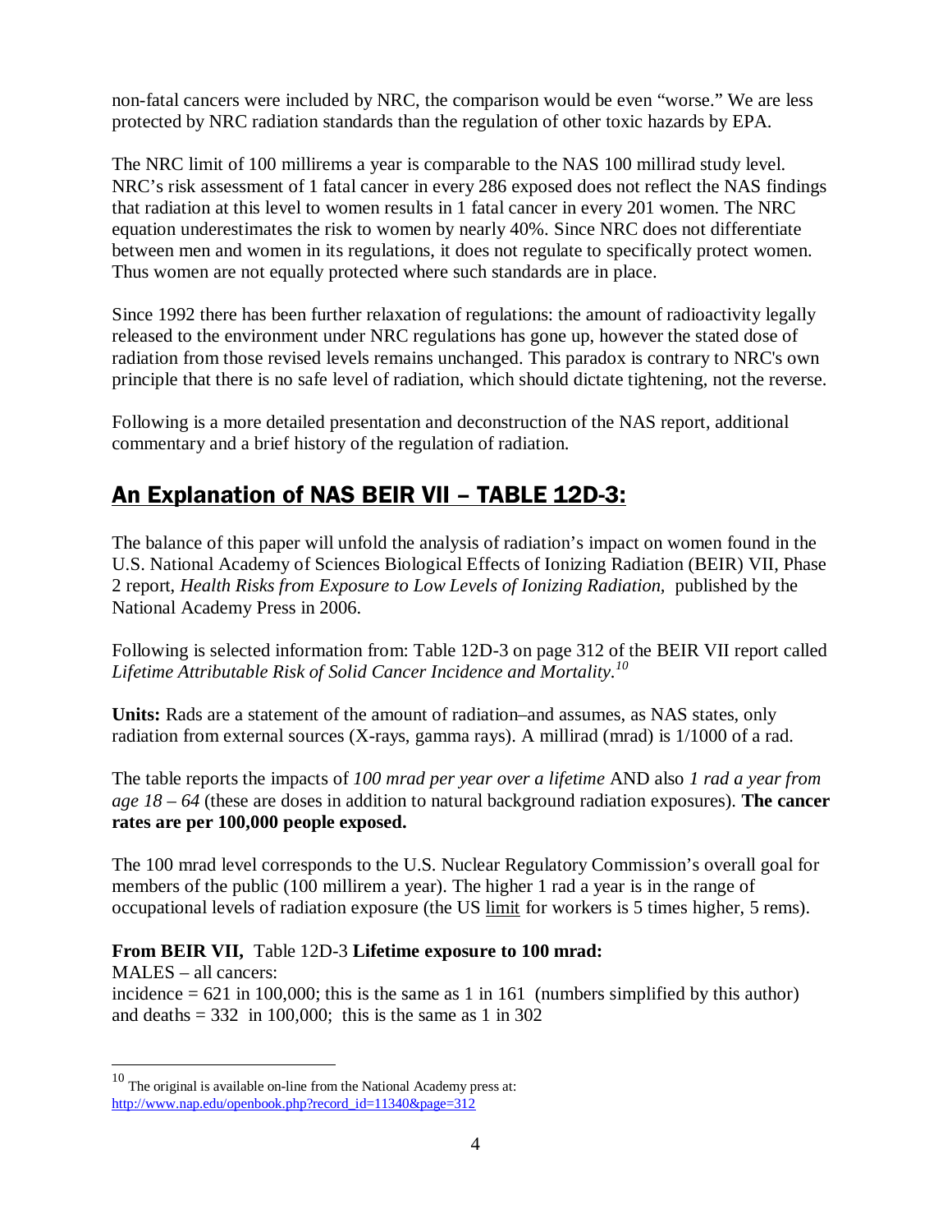non-fatal cancers were included by NRC, the comparison would be even "worse." We are less protected by NRC radiation standards than the regulation of other toxic hazards by EPA.

The NRC limit of 100 millirems a year is comparable to the NAS 100 millirad study level. NRC's risk assessment of 1 fatal cancer in every 286 exposed does not reflect the NAS findings that radiation at this level to women results in 1 fatal cancer in every 201 women. The NRC equation underestimates the risk to women by nearly 40%. Since NRC does not differentiate between men and women in its regulations, it does not regulate to specifically protect women. Thus women are not equally protected where such standards are in place.

Since 1992 there has been further relaxation of regulations: the amount of radioactivity legally released to the environment under NRC regulations has gone up, however the stated dose of radiation from those revised levels remains unchanged. This paradox is contrary to NRC's own principle that there is no safe level of radiation, which should dictate tightening, not the reverse.

Following is a more detailed presentation and deconstruction of the NAS report, additional commentary and a brief history of the regulation of radiation.

## An Explanation of NAS BEIR VII – TABLE 12D-3:

The balance of this paper will unfold the analysis of radiation's impact on women found in the U.S. National Academy of Sciences Biological Effects of Ionizing Radiation (BEIR) VII, Phase 2 report, *Health Risks from Exposure to Low Levels of Ionizing Radiation,* published by the National Academy Press in 2006.

Following is selected information from: Table 12D-3 on page 312 of the BEIR VII report called *Lifetime Attributable Risk of Solid Cancer Incidence and Mortality.*[10]

**Units:** Rads are a statement of the amount of radiation–and assumes, as NAS states, only radiation from external sources (X-rays, gamma rays). A millirad (mrad) is 1/1000 of a rad.

The table reports the impacts of *100 mrad per year over a lifetime* AND also *1 rad a year from age 18 – 64* (these are doses in addition to natural background radiation exposures). **The cancer rates are per 100,000 people exposed.**

The 100 mrad level corresponds to the U.S. Nuclear Regulatory Commission's overall goal for members of the public (100 millirem a year). The higher 1 rad a year is in the range of occupational levels of radiation exposure (the US limit for workers is 5 times higher, 5 rems).

**From BEIR VII,** Table 12D-3 **Lifetime exposure to 100 mrad:**
MALES – all cancers:
incidence = 621 in 100,000; this is the same as 1 in 161 (numbers simplified by this author)
and deaths = 332 in 100,000; this is the same as 1 in 302

---

[10] The original is available on-line from the National Academy press at: http://www.nap.edu/openbook.php?record_id=11340&page=312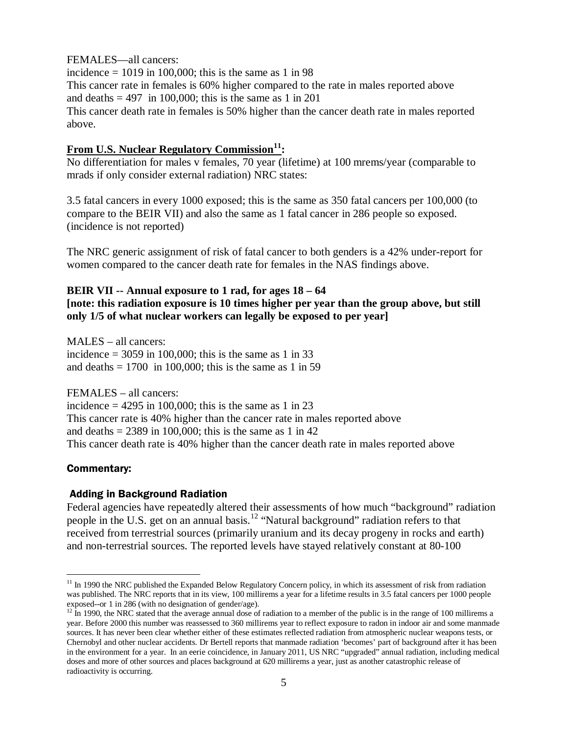FEMALES—all cancers:
incidence = 1019 in 100,000; this is the same as 1 in 98
This cancer rate in females is 60% higher compared to the rate in males reported above
and deaths = 497 in 100,000; this is the same as 1 in 201
This cancer death rate in females is 50% higher than the cancer death rate in males reported above.

**From U.S. Nuclear Regulatory Commission[11]:**
No differentiation for males v females, 70 year (lifetime) at 100 mrems/year (comparable to mrads if only consider external radiation) NRC states:

3.5 fatal cancers in every 1000 exposed; this is the same as 350 fatal cancers per 100,000 (to compare to the BEIR VII) and also the same as 1 fatal cancer in 286 people so exposed. (incidence is not reported)

The NRC generic assignment of risk of fatal cancer to both genders is a 42% under-report for women compared to the cancer death rate for females in the NAS findings above.

**BEIR VII -- Annual exposure to 1 rad, for ages 18 – 64**
**[note: this radiation exposure is 10 times higher per year than the group above, but still only 1/5 of what nuclear workers can legally be exposed to per year]**

MALES – all cancers:
incidence = 3059 in 100,000; this is the same as 1 in 33
and deaths = 1700 in 100,000; this is the same as 1 in 59

FEMALES – all cancers:
incidence = 4295 in 100,000; this is the same as 1 in 23
This cancer rate is 40% higher than the cancer rate in males reported above
and deaths = 2389 in 100,000; this is the same as 1 in 42
This cancer death rate is 40% higher than the cancer death rate in males reported above

### Commentary:

#### Adding in Background Radiation

Federal agencies have repeatedly altered their assessments of how much "background" radiation people in the U.S. get on an annual basis.[12] "Natural background" radiation refers to that received from terrestrial sources (primarily uranium and its decay progeny in rocks and earth) and non-terrestrial sources. The reported levels have stayed relatively constant at 80-100

---

[11] In 1990 the NRC published the Expanded Below Regulatory Concern policy, in which its assessment of risk from radiation was published. The NRC reports that in its view, 100 millirems a year for a lifetime results in 3.5 fatal cancers per 1000 people exposed--or 1 in 286 (with no designation of gender/age).

[12] In 1990, the NRC stated that the average annual dose of radiation to a member of the public is in the range of 100 millirems a year. Before 2000 this number was reassessed to 360 millirems year to reflect exposure to radon in indoor air and some manmade sources. It has never been clear whether either of these estimates reflected radiation from atmospheric nuclear weapons tests, or Chernobyl and other nuclear accidents. Dr Bertell reports that manmade radiation 'becomes' part of background after it has been in the environment for a year. In an eerie coincidence, in January 2011, US NRC "upgraded" annual radiation, including medical doses and more of other sources and places background at 620 millirems a year, just as another catastrophic release of radioactivity is occurring.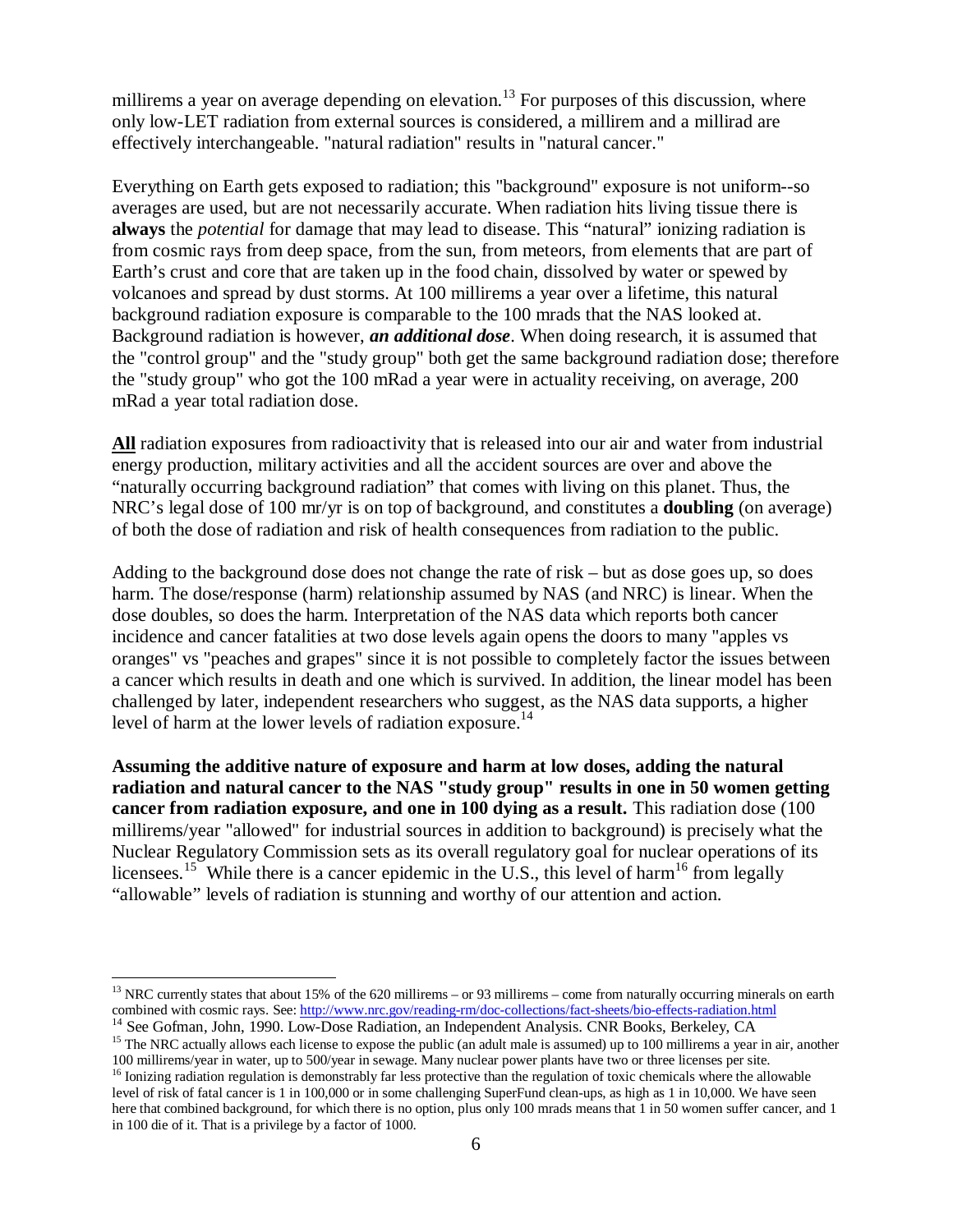millirems a year on average depending on elevation.[13] For purposes of this discussion, where only low-LET radiation from external sources is considered, a millirem and a millirad are effectively interchangeable. "natural radiation" results in "natural cancer."

Everything on Earth gets exposed to radiation; this "background" exposure is not uniform--so averages are used, but are not necessarily accurate. When radiation hits living tissue there is **always** the *potential* for damage that may lead to disease. This “natural” ionizing radiation is from cosmic rays from deep space, from the sun, from meteors, from elements that are part of Earth’s crust and core that are taken up in the food chain, dissolved by water or spewed by volcanoes and spread by dust storms. At 100 millirems a year over a lifetime, this natural background radiation exposure is comparable to the 100 mrads that the NAS looked at. Background radiation is however, ***an additional dose***. When doing research, it is assumed that the "control group" and the "study group" both get the same background radiation dose; therefore the "study group" who got the 100 mRad a year were in actuality receiving, on average, 200 mRad a year total radiation dose.

<u>**All**</u> radiation exposures from radioactivity that is released into our air and water from industrial energy production, military activities and all the accident sources are over and above the “naturally occurring background radiation” that comes with living on this planet. Thus, the NRC’s legal dose of 100 mr/yr is on top of background, and constitutes a **doubling** (on average) of both the dose of radiation and risk of health consequences from radiation to the public.

Adding to the background dose does not change the rate of risk – but as dose goes up, so does harm. The dose/response (harm) relationship assumed by NAS (and NRC) is linear. When the dose doubles, so does the harm. Interpretation of the NAS data which reports both cancer incidence and cancer fatalities at two dose levels again opens the doors to many "apples vs oranges" vs "peaches and grapes" since it is not possible to completely factor the issues between a cancer which results in death and one which is survived. In addition, the linear model has been challenged by later, independent researchers who suggest, as the NAS data supports, a higher level of harm at the lower levels of radiation exposure.[14]

**Assuming the additive nature of exposure and harm at low doses, adding the natural radiation and natural cancer to the NAS "study group" results in one in 50 women getting cancer from radiation exposure, and one in 100 dying as a result.** This radiation dose (100 millirems/year "allowed" for industrial sources in addition to background) is precisely what the Nuclear Regulatory Commission sets as its overall regulatory goal for nuclear operations of its licensees.[15] While there is a cancer epidemic in the U.S., this level of harm[16] from legally “allowable” levels of radiation is stunning and worthy of our attention and action.

---

[13] NRC currently states that about 15% of the 620 millirems – or 93 millirems – come from naturally occurring minerals on earth combined with cosmic rays. See: http://www.nrc.gov/reading-rm/doc-collections/fact-sheets/bio-effects-radiation.html

[14] See Gofman, John, 1990. Low-Dose Radiation, an Independent Analysis. CNR Books, Berkeley, CA

[15] The NRC actually allows each license to expose the public (an adult male is assumed) up to 100 millirems a year in air, another 100 millirems/year in water, up to 500/year in sewage. Many nuclear power plants have two or three licenses per site.

[16] Ionizing radiation regulation is demonstrably far less protective than the regulation of toxic chemicals where the allowable level of risk of fatal cancer is 1 in 100,000 or in some challenging SuperFund clean-ups, as high as 1 in 10,000. We have seen here that combined background, for which there is no option, plus only 100 mrads means that 1 in 50 women suffer cancer, and 1 in 100 die of it. That is a privilege by a factor of 1000.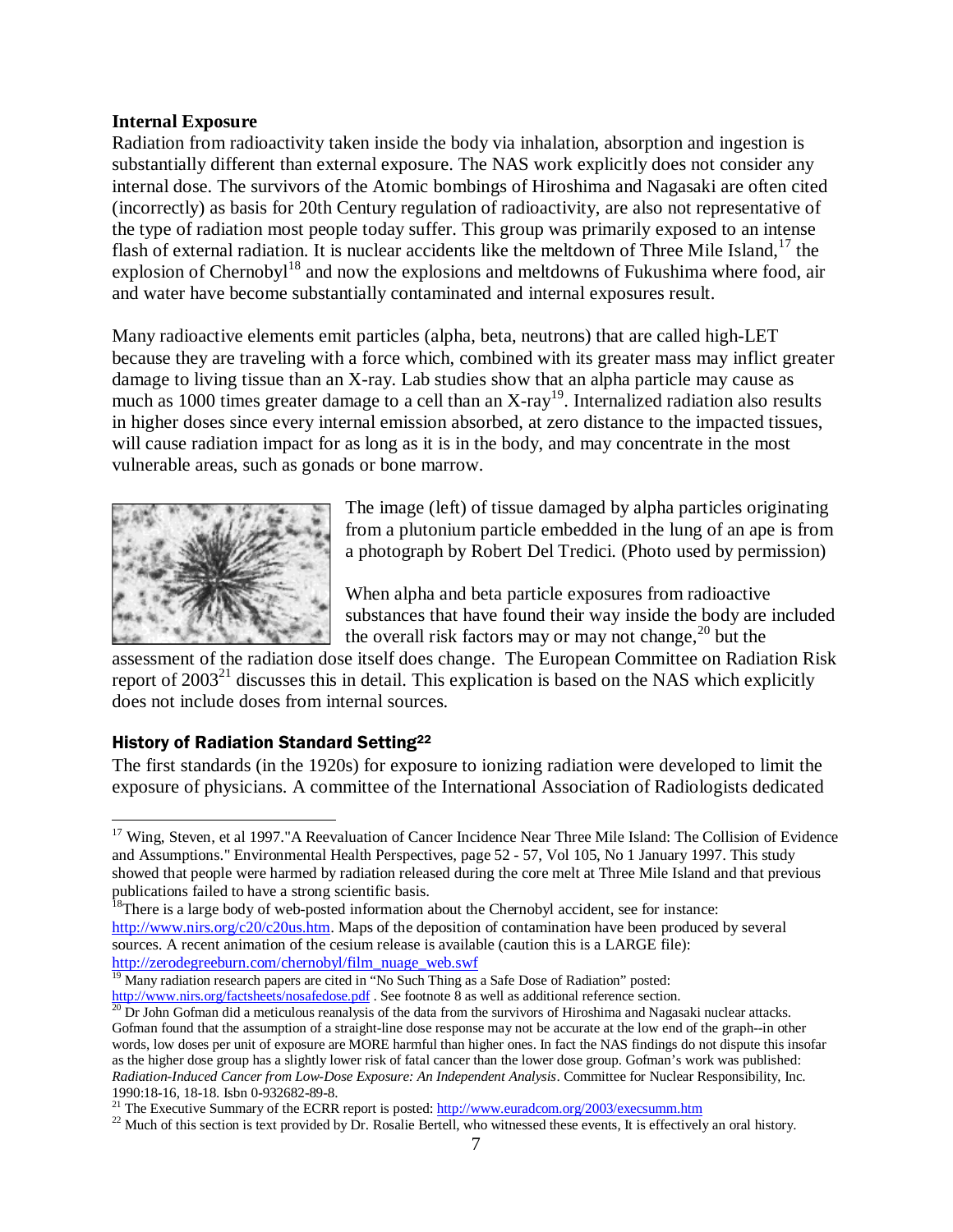### Internal Exposure

Radiation from radioactivity taken inside the body via inhalation, absorption and ingestion is substantially different than external exposure. The NAS work explicitly does not consider any internal dose. The survivors of the Atomic bombings of Hiroshima and Nagasaki are often cited (incorrectly) as basis for 20th Century regulation of radioactivity, are also not representative of the type of radiation most people today suffer. This group was primarily exposed to an intense flash of external radiation. It is nuclear accidents like the meltdown of Three Mile Island,[17] the explosion of Chernobyl[18] and now the explosions and meltdowns of Fukushima where food, air and water have become substantially contaminated and internal exposures result.

Many radioactive elements emit particles (alpha, beta, neutrons) that are called high-LET because they are traveling with a force which, combined with its greater mass may inflict greater damage to living tissue than an X-ray. Lab studies show that an alpha particle may cause as much as 1000 times greater damage to a cell than an X-ray[19]. Internalized radiation also results in higher doses since every internal emission absorbed, at zero distance to the impacted tissues, will cause radiation impact for as long as it is in the body, and may concentrate in the most vulnerable areas, such as gonads or bone marrow.

The image (left) of tissue damaged by alpha particles originating from a plutonium particle embedded in the lung of an ape is from a photograph by Robert Del Tredici. (Photo used by permission)

When alpha and beta particle exposures from radioactive substances that have found their way inside the body are included the overall risk factors may or may not change,[20] but the assessment of the radiation dose itself does change. The European Committee on Radiation Risk report of 2003[21] discusses this in detail. This explication is based on the NAS which explicitly does not include doses from internal sources.

### History of Radiation Standard Setting[22]

The first standards (in the 1920s) for exposure to ionizing radiation were developed to limit the exposure of physicians. A committee of the International Association of Radiologists dedicated

---

[17] Wing, Steven, et al 1997."A Reevaluation of Cancer Incidence Near Three Mile Island: The Collision of Evidence and Assumptions." Environmental Health Perspectives, page 52 - 57, Vol 105, No 1 January 1997. This study showed that people were harmed by radiation released during the core melt at Three Mile Island and that previous publications failed to have a strong scientific basis.

[18] There is a large body of web-posted information about the Chernobyl accident, see for instance: http://www.nirs.org/c20/c20us.htm. Maps of the deposition of contamination have been produced by several sources. A recent animation of the cesium release is available (caution this is a LARGE file): http://zerodegreeburn.com/chernobyl/film_nuage_web.swf

[19] Many radiation research papers are cited in "No Such Thing as a Safe Dose of Radiation" posted: http://www.nirs.org/factsheets/nosafedose.pdf . See footnote 8 as well as additional reference section.

[20] Dr John Gofman did a meticulous reanalysis of the data from the survivors of Hiroshima and Nagasaki nuclear attacks. Gofman found that the assumption of a straight-line dose response may not be accurate at the low end of the graph--in other words, low doses per unit of exposure are MORE harmful than higher ones. In fact the NAS findings do not dispute this insofar as the higher dose group has a slightly lower risk of fatal cancer than the lower dose group. Gofman's work was published: *Radiation-Induced Cancer from Low-Dose Exposure: An Independent Analysis*. Committee for Nuclear Responsibility, Inc. 1990:18-16, 18-18. Isbn 0-932682-89-8.

[21] The Executive Summary of the ECRR report is posted: http://www.euradcom.org/2003/execsumm.htm

[22] Much of this section is text provided by Dr. Rosalie Bertell, who witnessed these events, It is effectively an oral history.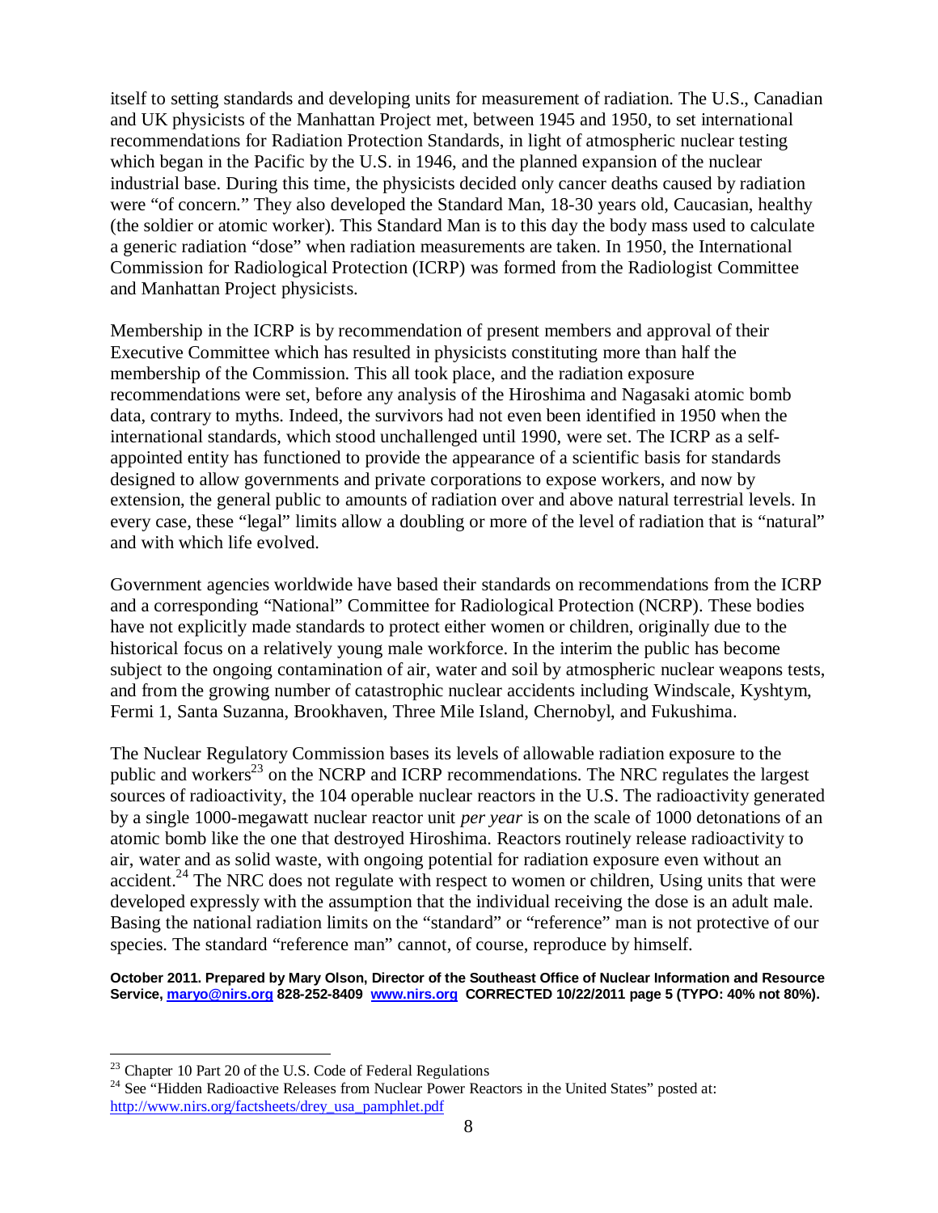itself to setting standards and developing units for measurement of radiation. The U.S., Canadian and UK physicists of the Manhattan Project met, between 1945 and 1950, to set international recommendations for Radiation Protection Standards, in light of atmospheric nuclear testing which began in the Pacific by the U.S. in 1946, and the planned expansion of the nuclear industrial base. During this time, the physicists decided only cancer deaths caused by radiation were "of concern." They also developed the Standard Man, 18-30 years old, Caucasian, healthy (the soldier or atomic worker). This Standard Man is to this day the body mass used to calculate a generic radiation "dose" when radiation measurements are taken. In 1950, the International Commission for Radiological Protection (ICRP) was formed from the Radiologist Committee and Manhattan Project physicists.

Membership in the ICRP is by recommendation of present members and approval of their Executive Committee which has resulted in physicists constituting more than half the membership of the Commission. This all took place, and the radiation exposure recommendations were set, before any analysis of the Hiroshima and Nagasaki atomic bomb data, contrary to myths. Indeed, the survivors had not even been identified in 1950 when the international standards, which stood unchallenged until 1990, were set. The ICRP as a self-appointed entity has functioned to provide the appearance of a scientific basis for standards designed to allow governments and private corporations to expose workers, and now by extension, the general public to amounts of radiation over and above natural terrestrial levels. In every case, these "legal" limits allow a doubling or more of the level of radiation that is "natural" and with which life evolved.

Government agencies worldwide have based their standards on recommendations from the ICRP and a corresponding "National" Committee for Radiological Protection (NCRP). These bodies have not explicitly made standards to protect either women or children, originally due to the historical focus on a relatively young male workforce. In the interim the public has become subject to the ongoing contamination of air, water and soil by atmospheric nuclear weapons tests, and from the growing number of catastrophic nuclear accidents including Windscale, Kyshtym, Fermi 1, Santa Suzanna, Brookhaven, Three Mile Island, Chernobyl, and Fukushima.

The Nuclear Regulatory Commission bases its levels of allowable radiation exposure to the public and workers[23] on the NCRP and ICRP recommendations. The NRC regulates the largest sources of radioactivity, the 104 operable nuclear reactors in the U.S. The radioactivity generated by a single 1000-megawatt nuclear reactor unit *per year* is on the scale of 1000 detonations of an atomic bomb like the one that destroyed Hiroshima. Reactors routinely release radioactivity to air, water and as solid waste, with ongoing potential for radiation exposure even without an accident.[24] The NRC does not regulate with respect to women or children, Using units that were developed expressly with the assumption that the individual receiving the dose is an adult male. Basing the national radiation limits on the "standard" or "reference" man is not protective of our species. The standard "reference man" cannot, of course, reproduce by himself.

**October 2011. Prepared by Mary Olson, Director of the Southeast Office of Nuclear Information and Resource Service, maryo@nirs.org 828-252-8409 www.nirs.org CORRECTED 10/22/2011 page 5 (TYPO: 40% not 80%).**

[23] Chapter 10 Part 20 of the U.S. Code of Federal Regulations

[24] See "Hidden Radioactive Releases from Nuclear Power Reactors in the United States" posted at: http://www.nirs.org/factsheets/drey_usa_pamphlet.pdf